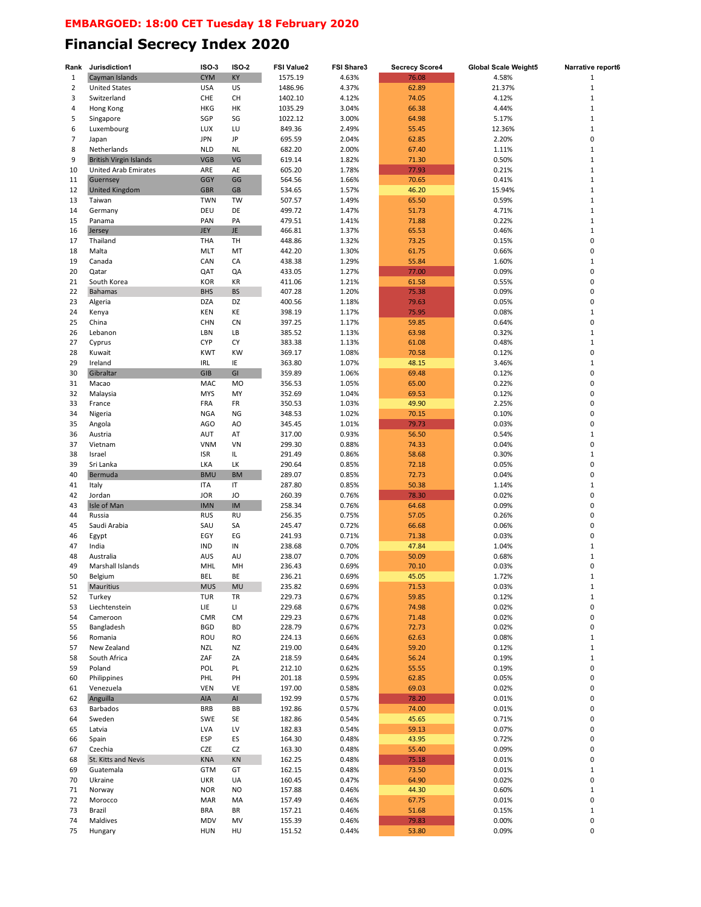**EMBARGOED: 18:00 CET Tuesday 18 February 2020**

# Financial Secrecy Index 2020

| Rank | Jurisdiction1 | ISO-3 | ISO-2 | FSI Value2 | FSI Share3 | Secrecy Score4 | Global Scale Weight5 | Narrative report6 |
|---|---|---|---|---|---|---|---|---|
| 1 | Cayman Islands | CYM | KY | 1575.19 | 4.63% | 76.08 | 4.58% | 1 |
| 2 | United States | USA | US | 1486.96 | 4.37% | 62.89 | 21.37% | 1 |
| 3 | Switzerland | CHE | CH | 1402.10 | 4.12% | 74.05 | 4.12% | 1 |
| 4 | Hong Kong | HKG | HK | 1035.29 | 3.04% | 66.38 | 4.44% | 1 |
| 5 | Singapore | SGP | SG | 1022.12 | 3.00% | 64.98 | 5.17% | 1 |
| 6 | Luxembourg | LUX | LU | 849.36 | 2.49% | 55.45 | 12.36% | 1 |
| 7 | Japan | JPN | JP | 695.59 | 2.04% | 62.85 | 2.20% | 0 |
| 8 | Netherlands | NLD | NL | 682.20 | 2.00% | 67.40 | 1.11% | 1 |
| 9 | British Virgin Islands | VGB | VG | 619.14 | 1.82% | 71.30 | 0.50% | 1 |
| 10 | United Arab Emirates | ARE | AE | 605.20 | 1.78% | 77.93 | 0.21% | 1 |
| 11 | Guernsey | GGY | GG | 564.56 | 1.66% | 70.65 | 0.41% | 1 |
| 12 | United Kingdom | GBR | GB | 534.65 | 1.57% | 46.20 | 15.94% | 1 |
| 13 | Taiwan | TWN | TW | 507.57 | 1.49% | 65.50 | 0.59% | 1 |
| 14 | Germany | DEU | DE | 499.72 | 1.47% | 51.73 | 4.71% | 1 |
| 15 | Panama | PAN | PA | 479.51 | 1.41% | 71.88 | 0.22% | 1 |
| 16 | Jersey | JEY | JE | 466.81 | 1.37% | 65.53 | 0.46% | 1 |
| 17 | Thailand | THA | TH | 448.86 | 1.32% | 73.25 | 0.15% | 0 |
| 18 | Malta | MLT | MT | 442.20 | 1.30% | 61.75 | 0.66% | 0 |
| 19 | Canada | CAN | CA | 438.38 | 1.29% | 55.84 | 1.60% | 1 |
| 20 | Qatar | QAT | QA | 433.05 | 1.27% | 77.00 | 0.09% | 0 |
| 21 | South Korea | KOR | KR | 411.06 | 1.21% | 61.58 | 0.55% | 0 |
| 22 | Bahamas | BHS | BS | 407.28 | 1.20% | 75.38 | 0.09% | 0 |
| 23 | Algeria | DZA | DZ | 400.56 | 1.18% | 79.63 | 0.05% | 0 |
| 24 | Kenya | KEN | KE | 398.19 | 1.17% | 75.95 | 0.08% | 1 |
| 25 | China | CHN | CN | 397.25 | 1.17% | 59.85 | 0.64% | 0 |
| 26 | Lebanon | LBN | LB | 385.52 | 1.13% | 63.98 | 0.32% | 1 |
| 27 | Cyprus | CYP | CY | 383.38 | 1.13% | 61.08 | 0.48% | 1 |
| 28 | Kuwait | KWT | KW | 369.17 | 1.08% | 70.58 | 0.12% | 0 |
| 29 | Ireland | IRL | IE | 363.80 | 1.07% | 48.15 | 3.46% | 1 |
| 30 | Gibraltar | GIB | GI | 359.89 | 1.06% | 69.48 | 0.12% | 0 |
| 31 | Macao | MAC | MO | 356.53 | 1.05% | 65.00 | 0.22% | 0 |
| 32 | Malaysia | MYS | MY | 352.69 | 1.04% | 69.53 | 0.12% | 0 |
| 33 | France | FRA | FR | 350.53 | 1.03% | 49.90 | 2.25% | 0 |
| 34 | Nigeria | NGA | NG | 348.53 | 1.02% | 70.15 | 0.10% | 0 |
| 35 | Angola | AGO | AO | 345.45 | 1.01% | 79.73 | 0.03% | 0 |
| 36 | Austria | AUT | AT | 317.00 | 0.93% | 56.50 | 0.54% | 1 |
| 37 | Vietnam | VNM | VN | 299.30 | 0.88% | 74.33 | 0.04% | 0 |
| 38 | Israel | ISR | IL | 291.49 | 0.86% | 58.68 | 0.30% | 1 |
| 39 | Sri Lanka | LKA | LK | 290.64 | 0.85% | 72.18 | 0.05% | 0 |
| 40 | Bermuda | BMU | BM | 289.07 | 0.85% | 72.73 | 0.04% | 0 |
| 41 | Italy | ITA | IT | 287.80 | 0.85% | 50.38 | 1.14% | 1 |
| 42 | Jordan | JOR | JO | 260.39 | 0.76% | 78.30 | 0.02% | 0 |
| 43 | Isle of Man | IMN | IM | 258.34 | 0.76% | 64.68 | 0.09% | 0 |
| 44 | Russia | RUS | RU | 256.35 | 0.75% | 57.05 | 0.26% | 0 |
| 45 | Saudi Arabia | SAU | SA | 245.47 | 0.72% | 66.68 | 0.06% | 0 |
| 46 | Egypt | EGY | EG | 241.93 | 0.71% | 71.38 | 0.03% | 0 |
| 47 | India | IND | IN | 238.68 | 0.70% | 47.84 | 1.04% | 1 |
| 48 | Australia | AUS | AU | 238.07 | 0.70% | 50.09 | 0.68% | 1 |
| 49 | Marshall Islands | MHL | MH | 236.43 | 0.69% | 70.10 | 0.03% | 0 |
| 50 | Belgium | BEL | BE | 236.21 | 0.69% | 45.05 | 1.72% | 1 |
| 51 | Mauritius | MUS | MU | 235.82 | 0.69% | 71.53 | 0.03% | 1 |
| 52 | Turkey | TUR | TR | 229.73 | 0.67% | 59.85 | 0.12% | 1 |
| 53 | Liechtenstein | LIE | LI | 229.68 | 0.67% | 74.98 | 0.02% | 0 |
| 54 | Cameroon | CMR | CM | 229.23 | 0.67% | 71.48 | 0.02% | 0 |
| 55 | Bangladesh | BGD | BD | 228.79 | 0.67% | 72.73 | 0.02% | 0 |
| 56 | Romania | ROU | RO | 224.13 | 0.66% | 62.63 | 0.08% | 1 |
| 57 | New Zealand | NZL | NZ | 219.00 | 0.64% | 59.20 | 0.12% | 1 |
| 58 | South Africa | ZAF | ZA | 218.59 | 0.64% | 56.24 | 0.19% | 1 |
| 59 | Poland | POL | PL | 212.10 | 0.62% | 55.55 | 0.19% | 0 |
| 60 | Philippines | PHL | PH | 201.18 | 0.59% | 62.85 | 0.05% | 0 |
| 61 | Venezuela | VEN | VE | 197.00 | 0.58% | 69.03 | 0.02% | 0 |
| 62 | Anguilla | AIA | AI | 192.99 | 0.57% | 78.20 | 0.01% | 0 |
| 63 | Barbados | BRB | BB | 192.86 | 0.57% | 74.00 | 0.01% | 0 |
| 64 | Sweden | SWE | SE | 182.86 | 0.54% | 45.65 | 0.71% | 0 |
| 65 | Latvia | LVA | LV | 182.83 | 0.54% | 59.13 | 0.07% | 0 |
| 66 | Spain | ESP | ES | 164.30 | 0.48% | 43.95 | 0.72% | 0 |
| 67 | Czechia | CZE | CZ | 163.30 | 0.48% | 55.40 | 0.09% | 0 |
| 68 | St. Kitts and Nevis | KNA | KN | 162.25 | 0.48% | 75.18 | 0.01% | 0 |
| 69 | Guatemala | GTM | GT | 162.15 | 0.48% | 73.50 | 0.01% | 1 |
| 70 | Ukraine | UKR | UA | 160.45 | 0.47% | 64.90 | 0.02% | 0 |
| 71 | Norway | NOR | NO | 157.88 | 0.46% | 44.30 | 0.60% | 1 |
| 72 | Morocco | MAR | MA | 157.49 | 0.46% | 67.75 | 0.01% | 0 |
| 73 | Brazil | BRA | BR | 157.21 | 0.46% | 51.68 | 0.15% | 1 |
| 74 | Maldives | MDV | MV | 155.39 | 0.46% | 79.83 | 0.00% | 0 |
| 75 | Hungary | HUN | HU | 151.52 | 0.44% | 53.80 | 0.09% | 0 |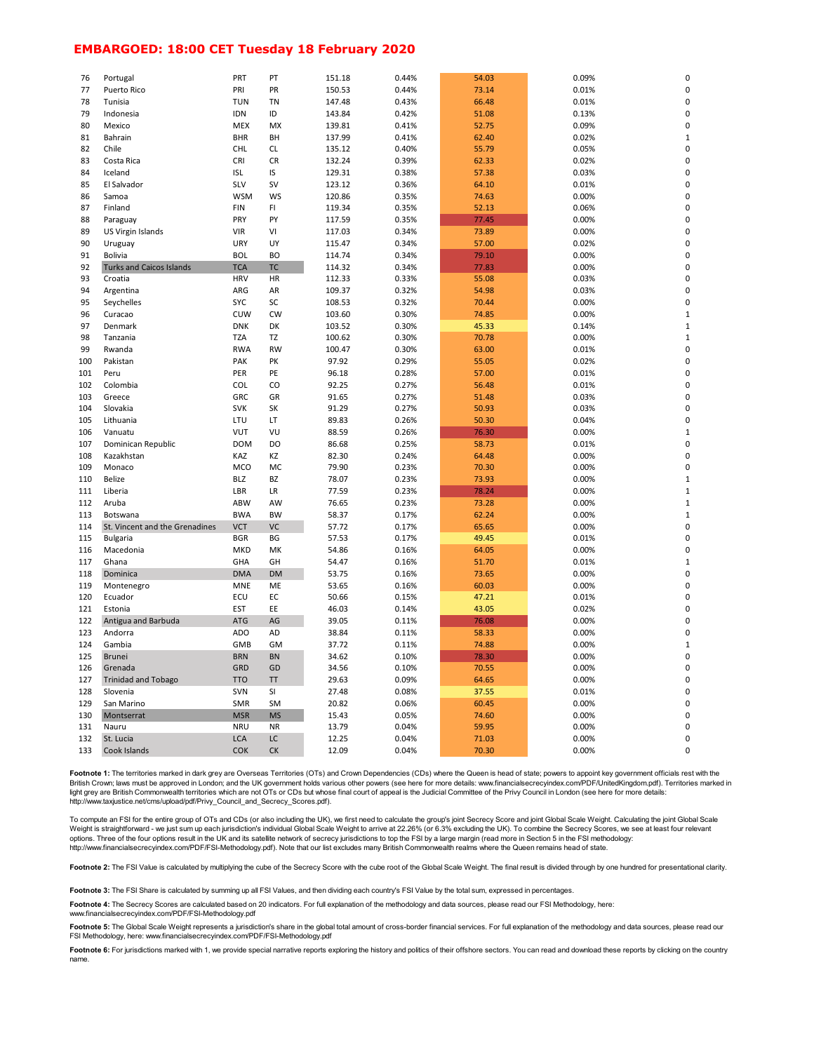EMBARGOED: 18:00 CET Tuesday 18 February 2020

| | | | | | | | | |
|---|---|---|---|---|---|---|---|---|
| 76 | Portugal | PRT | PT | 151.18 | 0.44% | 54.03 | 0.09% | 0 |
| 77 | Puerto Rico | PRI | PR | 150.53 | 0.44% | 73.14 | 0.01% | 0 |
| 78 | Tunisia | TUN | TN | 147.48 | 0.43% | 66.48 | 0.01% | 0 |
| 79 | Indonesia | IDN | ID | 143.84 | 0.42% | 51.08 | 0.13% | 0 |
| 80 | Mexico | MEX | MX | 139.81 | 0.41% | 52.75 | 0.09% | 0 |
| 81 | Bahrain | BHR | BH | 137.99 | 0.41% | 62.40 | 0.02% | 1 |
| 82 | Chile | CHL | CL | 135.12 | 0.40% | 55.79 | 0.05% | 0 |
| 83 | Costa Rica | CRI | CR | 132.24 | 0.39% | 62.33 | 0.02% | 0 |
| 84 | Iceland | ISL | IS | 129.31 | 0.38% | 57.38 | 0.03% | 0 |
| 85 | El Salvador | SLV | SV | 123.12 | 0.36% | 64.10 | 0.01% | 0 |
| 86 | Samoa | WSM | WS | 120.86 | 0.35% | 74.63 | 0.00% | 0 |
| 87 | Finland | FIN | FI | 119.34 | 0.35% | 52.13 | 0.06% | 0 |
| 88 | Paraguay | PRY | PY | 117.59 | 0.35% | 77.45 | 0.00% | 0 |
| 89 | US Virgin Islands | VIR | VI | 117.03 | 0.34% | 73.89 | 0.00% | 0 |
| 90 | Uruguay | URY | UY | 115.47 | 0.34% | 57.00 | 0.02% | 0 |
| 91 | Bolivia | BOL | BO | 114.74 | 0.34% | 79.10 | 0.00% | 0 |
| 92 | Turks and Caicos Islands | TCA | TC | 114.32 | 0.34% | 77.83 | 0.00% | 0 |
| 93 | Croatia | HRV | HR | 112.33 | 0.33% | 55.08 | 0.03% | 0 |
| 94 | Argentina | ARG | AR | 109.37 | 0.32% | 54.98 | 0.03% | 0 |
| 95 | Seychelles | SYC | SC | 108.53 | 0.32% | 70.44 | 0.00% | 0 |
| 96 | Curacao | CUW | CW | 103.60 | 0.30% | 74.85 | 0.00% | 1 |
| 97 | Denmark | DNK | DK | 103.52 | 0.30% | 45.33 | 0.14% | 1 |
| 98 | Tanzania | TZA | TZ | 100.62 | 0.30% | 70.78 | 0.00% | 1 |
| 99 | Rwanda | RWA | RW | 100.47 | 0.30% | 63.00 | 0.01% | 0 |
| 100 | Pakistan | PAK | PK | 97.92 | 0.29% | 55.05 | 0.02% | 0 |
| 101 | Peru | PER | PE | 96.18 | 0.28% | 57.00 | 0.01% | 0 |
| 102 | Colombia | COL | CO | 92.25 | 0.27% | 56.48 | 0.01% | 0 |
| 103 | Greece | GRC | GR | 91.65 | 0.27% | 51.48 | 0.03% | 0 |
| 104 | Slovakia | SVK | SK | 91.29 | 0.27% | 50.93 | 0.03% | 0 |
| 105 | Lithuania | LTU | LT | 89.83 | 0.26% | 50.30 | 0.04% | 0 |
| 106 | Vanuatu | VUT | VU | 88.59 | 0.26% | 76.30 | 0.00% | 1 |
| 107 | Dominican Republic | DOM | DO | 86.68 | 0.25% | 58.73 | 0.01% | 0 |
| 108 | Kazakhstan | KAZ | KZ | 82.30 | 0.24% | 64.48 | 0.00% | 0 |
| 109 | Monaco | MCO | MC | 79.90 | 0.23% | 70.30 | 0.00% | 0 |
| 110 | Belize | BLZ | BZ | 78.07 | 0.23% | 73.93 | 0.00% | 1 |
| 111 | Liberia | LBR | LR | 77.59 | 0.23% | 78.24 | 0.00% | 1 |
| 112 | Aruba | ABW | AW | 76.65 | 0.23% | 73.28 | 0.00% | 1 |
| 113 | Botswana | BWA | BW | 58.37 | 0.17% | 62.24 | 0.00% | 1 |
| 114 | St. Vincent and the Grenadines | VCT | VC | 57.72 | 0.17% | 65.65 | 0.00% | 0 |
| 115 | Bulgaria | BGR | BG | 57.53 | 0.17% | 49.45 | 0.01% | 0 |
| 116 | Macedonia | MKD | MK | 54.86 | 0.16% | 64.05 | 0.00% | 0 |
| 117 | Ghana | GHA | GH | 54.47 | 0.16% | 51.70 | 0.01% | 1 |
| 118 | Dominica | DMA | DM | 53.75 | 0.16% | 73.65 | 0.00% | 0 |
| 119 | Montenegro | MNE | ME | 53.65 | 0.16% | 60.03 | 0.00% | 0 |
| 120 | Ecuador | ECU | EC | 50.66 | 0.15% | 47.21 | 0.01% | 0 |
| 121 | Estonia | EST | EE | 46.03 | 0.14% | 43.05 | 0.02% | 0 |
| 122 | Antigua and Barbuda | ATG | AG | 39.05 | 0.11% | 76.08 | 0.00% | 0 |
| 123 | Andorra | ADO | AD | 38.84 | 0.11% | 58.33 | 0.00% | 0 |
| 124 | Gambia | GMB | GM | 37.72 | 0.11% | 74.88 | 0.00% | 1 |
| 125 | Brunei | BRN | BN | 34.62 | 0.10% | 78.30 | 0.00% | 0 |
| 126 | Grenada | GRD | GD | 34.56 | 0.10% | 70.55 | 0.00% | 0 |
| 127 | Trinidad and Tobago | TTO | TT | 29.63 | 0.09% | 64.65 | 0.00% | 0 |
| 128 | Slovenia | SVN | SI | 27.48 | 0.08% | 37.55 | 0.01% | 0 |
| 129 | San Marino | SMR | SM | 20.82 | 0.06% | 60.45 | 0.00% | 0 |
| 130 | Montserrat | MSR | MS | 15.43 | 0.05% | 74.60 | 0.00% | 0 |
| 131 | Nauru | NRU | NR | 13.79 | 0.04% | 59.95 | 0.00% | 0 |
| 132 | St. Lucia | LCA | LC | 12.25 | 0.04% | 71.03 | 0.00% | 0 |
| 133 | Cook Islands | COK | CK | 12.09 | 0.04% | 70.30 | 0.00% | 0 |

**Footnote 1:** The territories marked in dark grey are Overseas Territories (OTs) and Crown Dependencies (CDs) where the Queen is head of state; powers to appoint key government officials rest with the British Crown; laws must be approved in London; and the UK government holds various other powers (see here for more details: www.financialsecrecyindex.com/PDF/UnitedKingdom.pdf). Territories marked in light grey are British Commonwealth territories which are not OTs or CDs but whose final court of appeal is the Judicial Committee of the Privy Council in London (see here for more details: http://www.taxjustice.net/cms/upload/pdf/Privy_Council_and_Secrecy_Scores.pdf).

To compute an FSI for the entire group of OTs and CDs (or also including the UK), we first need to calculate the group's joint Secrecy Score and joint Global Scale Weight. Calculating the joint Global Scale Weight is straightforward - we just sum up each jurisdiction's individual Global Scale Weight to arrive at 22.26% (or 6.3% excluding the UK). To combine the Secrecy Scores, we see at least four relevant options. Three of the four options result in the UK and its satellite network of secrecy jurisdictions to top the FSI by a large margin (read more in Section 5 in the FSI methodology: http://www.financialsecrecyindex.com/PDF/FSI-Methodology.pdf). Note that our list excludes many British Commonwealth realms where the Queen remains head of state.

**Footnote 2:** The FSI Value is calculated by multiplying the cube of the Secrecy Score with the cube root of the Global Scale Weight. The final result is divided through by one hundred for presentational clarity.

**Footnote 3:** The FSI Share is calculated by summing up all FSI Values, and then dividing each country's FSI Value by the total sum, expressed in percentages.

**Footnote 4:** The Secrecy Scores are calculated based on 20 indicators. For full explanation of the methodology and data sources, please read our FSI Methodology, here: www.financialsecrecyindex.com/PDF/FSI-Methodology.pdf

**Footnote 5:** The Global Scale Weight represents a jurisdiction's share in the global total amount of cross-border financial services. For full explanation of the methodology and data sources, please read our FSI Methodology, here: www.financialsecrecyindex.com/PDF/FSI-Methodology.pdf

**Footnote 6:** For jurisdictions marked with 1, we provide special narrative reports exploring the history and politics of their offshore sectors. You can read and download these reports by clicking on the country name.